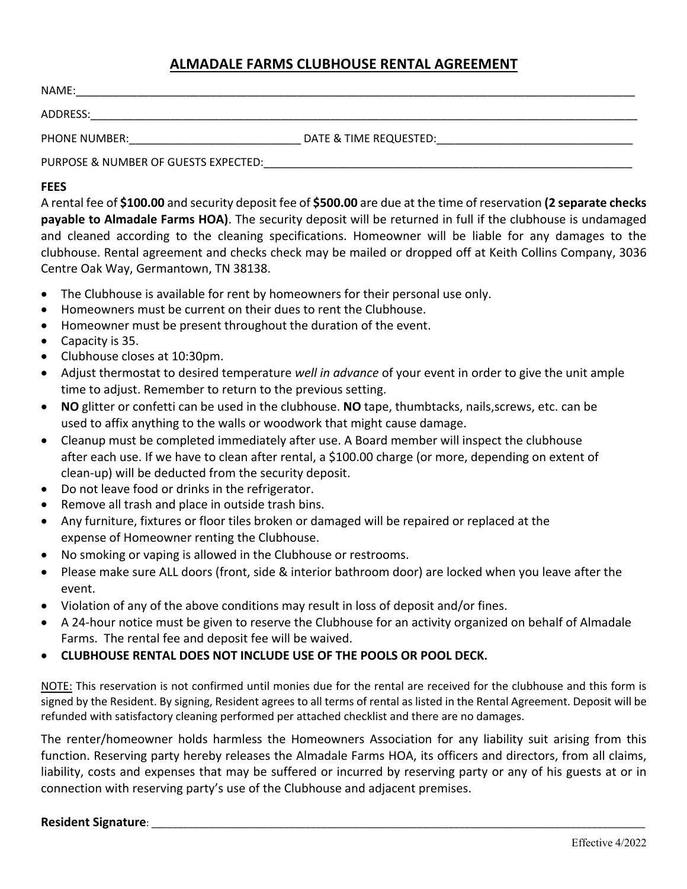# ALMADALE FARMS CLUBHOUSE RENTAL AGREEMENT

NAME:_______________________________________________________________________________________

ADDRESS:____________________________________________________________________________________

PHONE NUMBER:___________________________ DATE & TIME REQUESTED:________________________________

PURPOSE & NUMBER OF GUESTS EXPECTED:_____________________________________________________________

**FEES**

A rental fee of **$100.00** and security deposit fee of **$500.00** are due at the time of reservation **(2 separate checks payable to Almadale Farms HOA)**. The security deposit will be returned in full if the clubhouse is undamaged and cleaned according to the cleaning specifications. Homeowner will be liable for any damages to the clubhouse. Rental agreement and checks check may be mailed or dropped off at Keith Collins Company, 3036 Centre Oak Way, Germantown, TN 38138.

- The Clubhouse is available for rent by homeowners for their personal use only.
- Homeowners must be current on their dues to rent the Clubhouse.
- Homeowner must be present throughout the duration of the event.
- Capacity is 35.
- Clubhouse closes at 10:30pm.
- Adjust thermostat to desired temperature *well in advance* of your event in order to give the unit ample time to adjust. Remember to return to the previous setting.
- **NO** glitter or confetti can be used in the clubhouse. **NO** tape, thumbtacks, nails,screws, etc. can be used to affix anything to the walls or woodwork that might cause damage.
- Cleanup must be completed immediately after use. A Board member will inspect the clubhouse after each use. If we have to clean after rental, a $100.00 charge (or more, depending on extent of clean-up) will be deducted from the security deposit.
- Do not leave food or drinks in the refrigerator.
- Remove all trash and place in outside trash bins.
- Any furniture, fixtures or floor tiles broken or damaged will be repaired or replaced at the expense of Homeowner renting the Clubhouse.
- No smoking or vaping is allowed in the Clubhouse or restrooms.
- Please make sure ALL doors (front, side & interior bathroom door) are locked when you leave after the event.
- Violation of any of the above conditions may result in loss of deposit and/or fines.
- A 24-hour notice must be given to reserve the Clubhouse for an activity organized on behalf of Almadale Farms. The rental fee and deposit fee will be waived.
- **CLUBHOUSE RENTAL DOES NOT INCLUDE USE OF THE POOLS OR POOL DECK.**

NOTE: This reservation is not confirmed until monies due for the rental are received for the clubhouse and this form is signed by the Resident. By signing, Resident agrees to all terms of rental as listed in the Rental Agreement. Deposit will be refunded with satisfactory cleaning performed per attached checklist and there are no damages.

The renter/homeowner holds harmless the Homeowners Association for any liability suit arising from this function. Reserving party hereby releases the Almadale Farms HOA, its officers and directors, from all claims, liability, costs and expenses that may be suffered or incurred by reserving party or any of his guests at or in connection with reserving party's use of the Clubhouse and adjacent premises.

**Resident Signature**: ___________________________________________________________________________

Effective 4/2022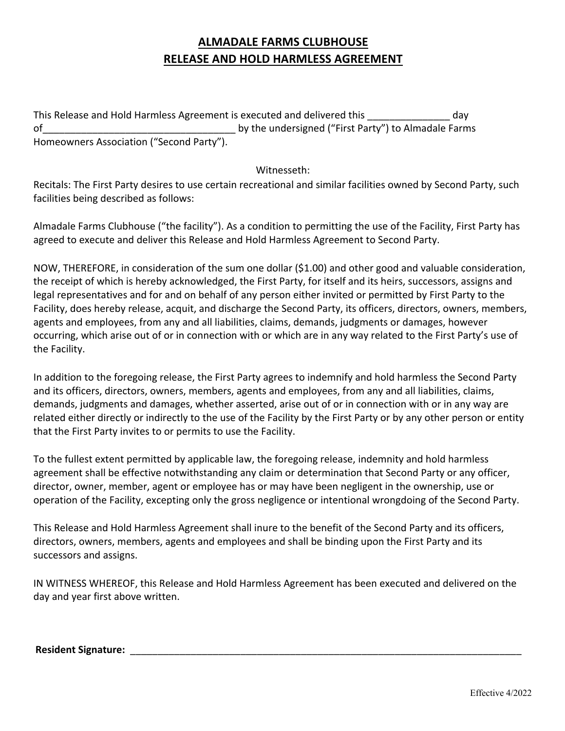# ALMADALE FARMS CLUBHOUSE
# RELEASE AND HOLD HARMLESS AGREEMENT

This Release and Hold Harmless Agreement is executed and delivered this _______________ day of___________________________________ by the undersigned ("First Party") to Almadale Farms Homeowners Association ("Second Party").

Witnesseth:

Recitals: The First Party desires to use certain recreational and similar facilities owned by Second Party, such facilities being described as follows:

Almadale Farms Clubhouse ("the facility"). As a condition to permitting the use of the Facility, First Party has agreed to execute and deliver this Release and Hold Harmless Agreement to Second Party.

NOW, THEREFORE, in consideration of the sum one dollar ($1.00) and other good and valuable consideration, the receipt of which is hereby acknowledged, the First Party, for itself and its heirs, successors, assigns and legal representatives and for and on behalf of any person either invited or permitted by First Party to the Facility, does hereby release, acquit, and discharge the Second Party, its officers, directors, owners, members, agents and employees, from any and all liabilities, claims, demands, judgments or damages, however occurring, which arise out of or in connection with or which are in any way related to the First Party's use of the Facility.

In addition to the foregoing release, the First Party agrees to indemnify and hold harmless the Second Party and its officers, directors, owners, members, agents and employees, from any and all liabilities, claims, demands, judgments and damages, whether asserted, arise out of or in connection with or in any way are related either directly or indirectly to the use of the Facility by the First Party or by any other person or entity that the First Party invites to or permits to use the Facility.

To the fullest extent permitted by applicable law, the foregoing release, indemnity and hold harmless agreement shall be effective notwithstanding any claim or determination that Second Party or any officer, director, owner, member, agent or employee has or may have been negligent in the ownership, use or operation of the Facility, excepting only the gross negligence or intentional wrongdoing of the Second Party.

This Release and Hold Harmless Agreement shall inure to the benefit of the Second Party and its officers, directors, owners, members, agents and employees and shall be binding upon the First Party and its successors and assigns.

IN WITNESS WHEREOF, this Release and Hold Harmless Agreement has been executed and delivered on the day and year first above written.

**Resident Signature:** ___________________________________________________________________________

Effective 4/2022